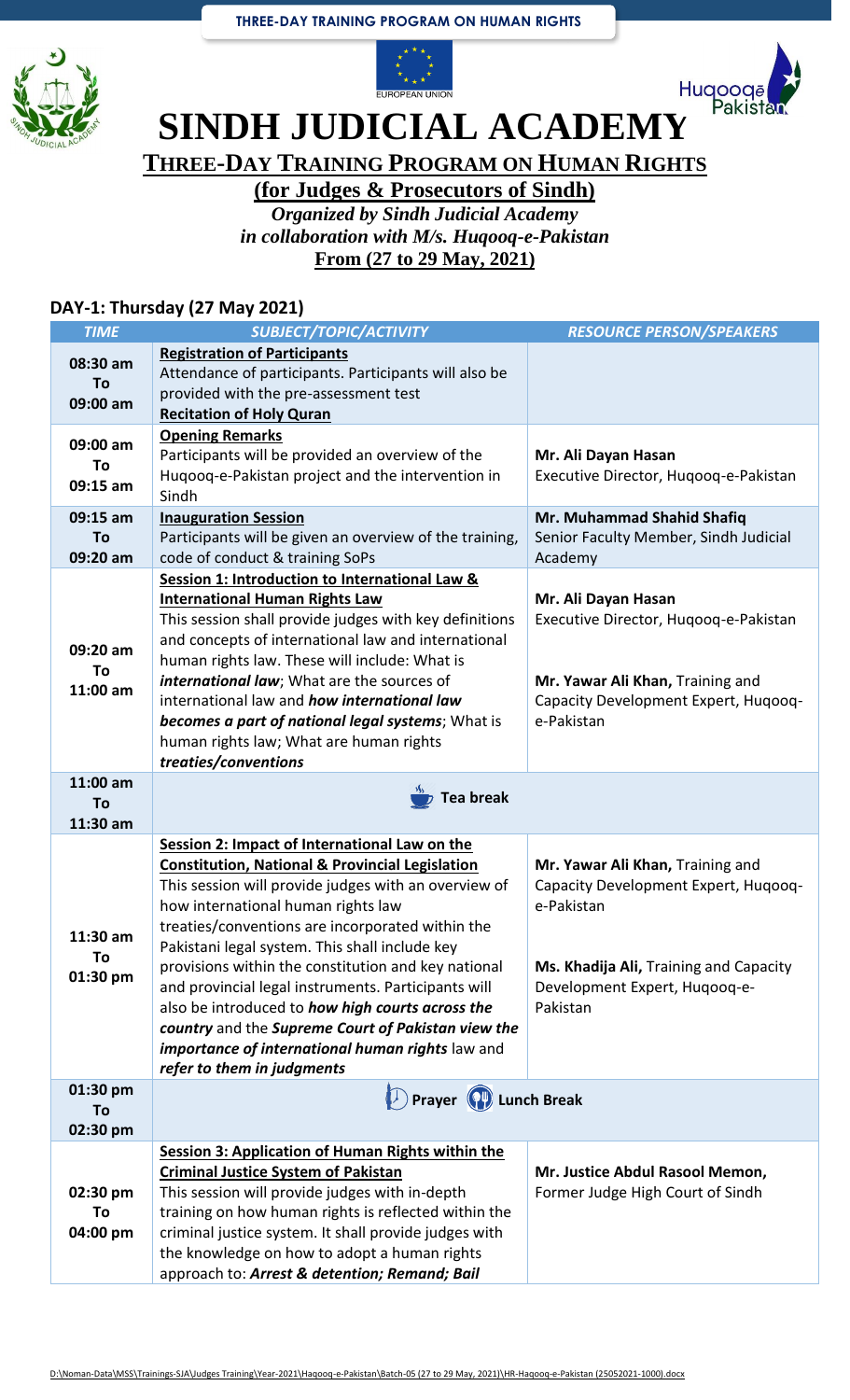THREE-DAY TRAINING PROGRAM ON HUMAN RIGHTS

# SINDH JUDICIAL ACADEMY

## THREE-DAY TRAINING PROGRAM ON HUMAN RIGHTS

**(for Judges & Prosecutors of Sindh)**

*Organized by Sindh Judicial Academy*
*in collaboration with M/s. Huqooq-e-Pakistan*
**From (27 to 29 May, 2021)**

### DAY-1: Thursday (27 May 2021)

| *TIME* | *SUBJECT/TOPIC/ACTIVITY* | *RESOURCE PERSON/SPEAKERS* |
|---|---|---|
| 08:30 am To 09:00 am | **Registration of Participants** Attendance of participants. Participants will also be provided with the pre-assessment test **Recitation of Holy Quran** | |
| 09:00 am To 09:15 am | **Opening Remarks** Participants will be provided an overview of the Huqooq-e-Pakistan project and the intervention in Sindh | **Mr. Ali Dayan Hasan** Executive Director, Huqooq-e-Pakistan |
| 09:15 am To 09:20 am | **Inauguration Session** Participants will be given an overview of the training, code of conduct & training SoPs | **Mr. Muhammad Shahid Shafiq** Senior Faculty Member, Sindh Judicial Academy |
| 09:20 am To 11:00 am | **Session 1: Introduction to International Law & International Human Rights Law** This session shall provide judges with key definitions and concepts of international law and international human rights law. These will include: What is ***international law***; What are the sources of international law and ***how international law becomes a part of national legal systems***; What is human rights law; What are human rights ***treaties/conventions*** | **Mr. Ali Dayan Hasan** Executive Director, Huqooq-e-Pakistan<br><br>**Mr. Yawar Ali Khan,** Training and Capacity Development Expert, Huqooq-e-Pakistan |
| 11:00 am To 11:30 am | **Tea break** | |
| 11:30 am To 01:30 pm | **Session 2: Impact of International Law on the Constitution, National & Provincial Legislation** This session will provide judges with an overview of how international human rights law treaties/conventions are incorporated within the Pakistani legal system. This shall include key provisions within the constitution and key national and provincial legal instruments. Participants will also be introduced to ***how high courts across the country*** and the ***Supreme Court of Pakistan view the importance of international human rights*** law and ***refer to them in judgments*** | **Mr. Yawar Ali Khan,** Training and Capacity Development Expert, Huqooq-e-Pakistan<br><br>**Ms. Khadija Ali,** Training and Capacity Development Expert, Huqooq-e-Pakistan |
| 01:30 pm To 02:30 pm | **Prayer Lunch Break** | |
| 02:30 pm To 04:00 pm | **Session 3: Application of Human Rights within the Criminal Justice System of Pakistan** This session will provide judges with in-depth training on how human rights is reflected within the criminal justice system. It shall provide judges with the knowledge on how to adopt a human rights approach to: ***Arrest & detention; Remand; Bail*** | **Mr. Justice Abdul Rasool Memon,** Former Judge High Court of Sindh |

D:\Noman-Data\MSS\Trainings-SJA\Judges Training\Year-2021\Haqooq-e-Pakistan\Batch-05 (27 to 29 May, 2021)\HR-Haqooq-e-Pakistan (25052021-1000).docx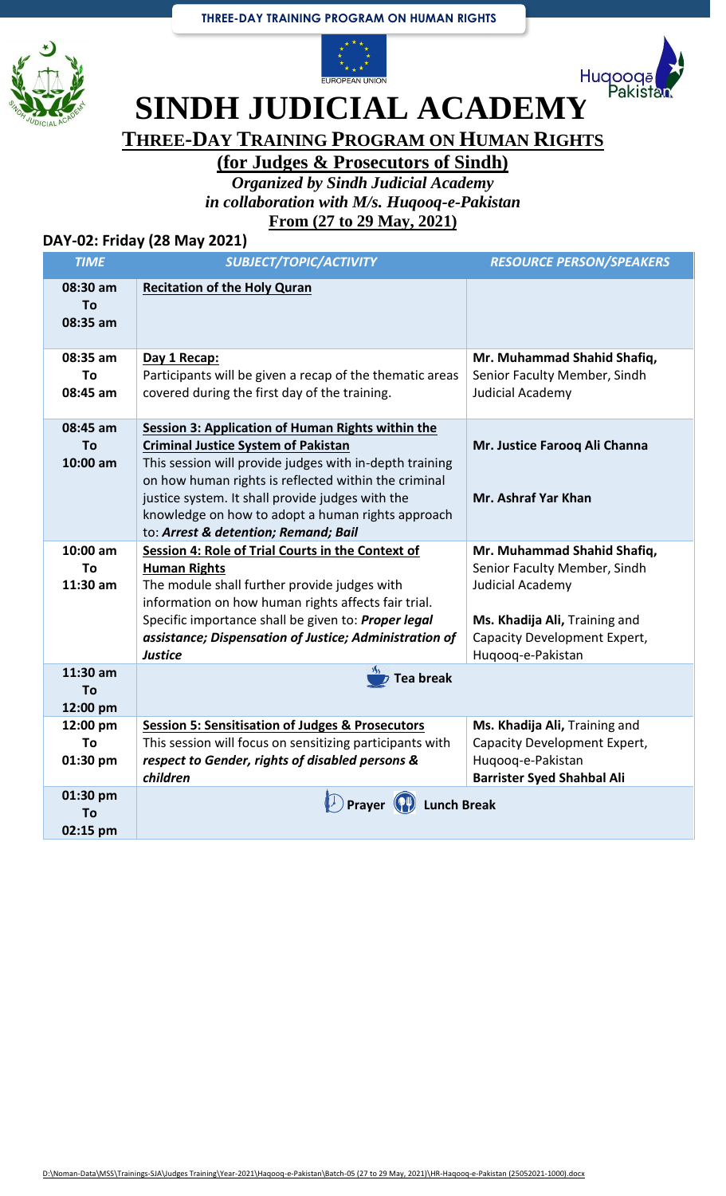THREE-DAY TRAINING PROGRAM ON HUMAN RIGHTS

# SINDH JUDICIAL ACADEMY

## THREE-DAY TRAINING PROGRAM ON HUMAN RIGHTS

**(for Judges & Prosecutors of Sindh)**

*Organized by Sindh Judicial Academy*
*in collaboration with M/s. Huqooq-e-Pakistan*
**From (27 to 29 May, 2021)**

### DAY-02: Friday (28 May 2021)

| *TIME* | *SUBJECT/TOPIC/ACTIVITY* | *RESOURCE PERSON/SPEAKERS* |
|---|---|---|
| **08:30 am To 08:35 am** | **Recitation of the Holy Quran** | |
| **08:35 am To 08:45 am** | **Day 1 Recap:** Participants will be given a recap of the thematic areas covered during the first day of the training. | **Mr. Muhammad Shahid Shafiq,** Senior Faculty Member, Sindh Judicial Academy |
| **08:45 am To 10:00 am** | **Session 3: Application of Human Rights within the Criminal Justice System of Pakistan** This session will provide judges with in-depth training on how human rights is reflected within the criminal justice system. It shall provide judges with the knowledge on how to adopt a human rights approach to: ***Arrest & detention; Remand; Bail*** | **Mr. Justice Farooq Ali Channa** **Mr. Ashraf Yar Khan** |
| **10:00 am To 11:30 am** | **Session 4: Role of Trial Courts in the Context of Human Rights** The module shall further provide judges with information on how human rights affects fair trial. Specific importance shall be given to: ***Proper legal assistance; Dispensation of Justice; Administration of Justice*** | **Mr. Muhammad Shahid Shafiq,** Senior Faculty Member, Sindh Judicial Academy **Ms. Khadija Ali,** Training and Capacity Development Expert, Huqooq-e-Pakistan |
| **11:30 am To 12:00 pm** | **Tea break** | |
| **12:00 pm To 01:30 pm** | **Session 5: Sensitisation of Judges & Prosecutors** This session will focus on sensitizing participants with ***respect to Gender, rights of disabled persons & children*** | **Ms. Khadija Ali,** Training and Capacity Development Expert, Huqooq-e-Pakistan **Barrister Syed Shahbal Ali** |
| **01:30 pm To 02:15 pm** | **Prayer Lunch Break** | |

D:\Noman-Data\MSS\Trainings-SJA\Judges Training\Year-2021\Haqooq-e-Pakistan\Batch-05 (27 to 29 May, 2021)\HR-Haqooq-e-Pakistan (25052021-1000).docx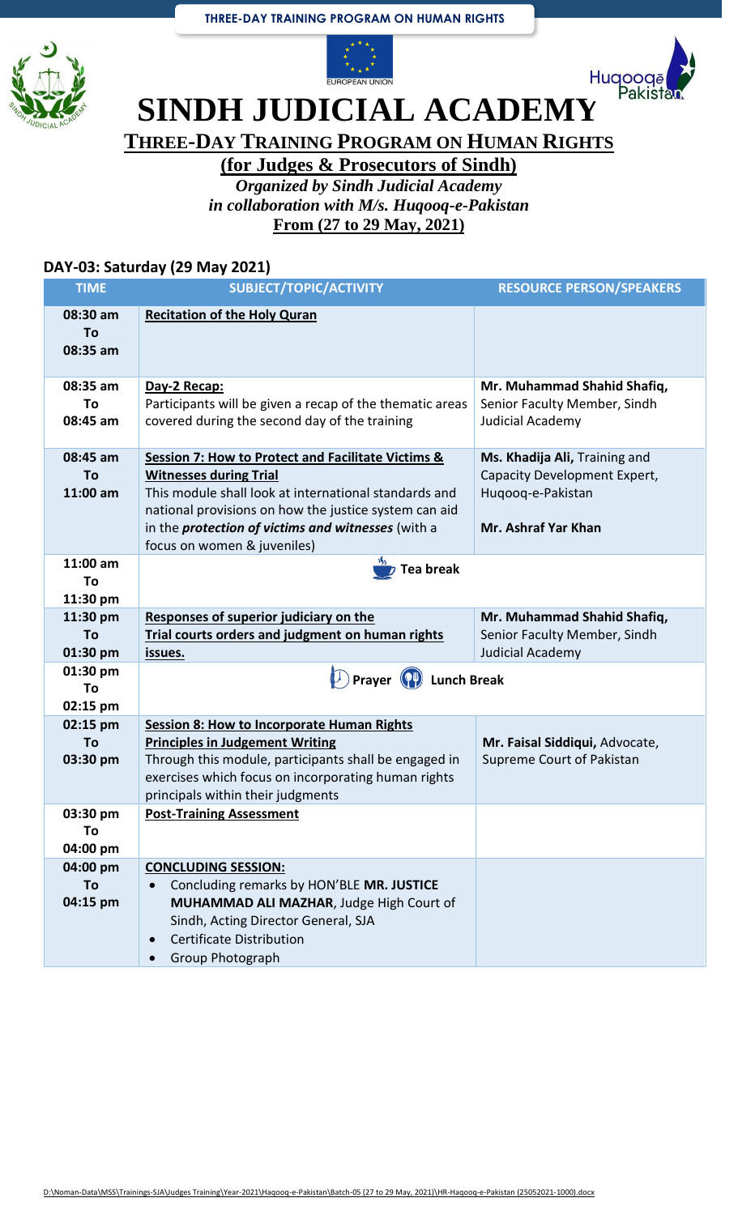THREE-DAY TRAINING PROGRAM ON HUMAN RIGHTS

# SINDH JUDICIAL ACADEMY

## THREE-DAY TRAINING PROGRAM ON HUMAN RIGHTS

**(for Judges & Prosecutors of Sindh)**

*Organized by Sindh Judicial Academy*
*in collaboration with M/s. Huqooq-e-Pakistan*

**From (27 to 29 May, 2021)**

### DAY-03: Saturday (29 May 2021)

| TIME | SUBJECT/TOPIC/ACTIVITY | RESOURCE PERSON/SPEAKERS |
|---|---|---|
| 08:30 am To 08:35 am | **Recitation of the Holy Quran** | |
| 08:35 am To 08:45 am | **Day-2 Recap:** Participants will be given a recap of the thematic areas covered during the second day of the training | **Mr. Muhammad Shahid Shafiq,** Senior Faculty Member, Sindh Judicial Academy |
| 08:45 am To 11:00 am | **Session 7: How to Protect and Facilitate Victims & Witnesses during Trial** This module shall look at international standards and national provisions on how the justice system can aid in the ***protection of victims and witnesses*** (with a focus on women & juveniles) | **Ms. Khadija Ali,** Training and Capacity Development Expert, Huqooq-e-Pakistan **Mr. Ashraf Yar Khan** |
| 11:00 am To 11:30 pm | **Tea break** | |
| 11:30 pm To 01:30 pm | **Responses of superior judiciary on the Trial courts orders and judgment on human rights issues.** | **Mr. Muhammad Shahid Shafiq,** Senior Faculty Member, Sindh Judicial Academy |
| 01:30 pm To 02:15 pm | **Prayer Lunch Break** | |
| 02:15 pm To 03:30 pm | **Session 8: How to Incorporate Human Rights Principles in Judgement Writing** Through this module, participants shall be engaged in exercises which focus on incorporating human rights principals within their judgments | **Mr. Faisal Siddiqui,** Advocate, Supreme Court of Pakistan |
| 03:30 pm To 04:00 pm | **Post-Training Assessment** | |
| 04:00 pm To 04:15 pm | **CONCLUDING SESSION:** • Concluding remarks by HON'BLE **MR. JUSTICE MUHAMMAD ALI MAZHAR**, Judge High Court of Sindh, Acting Director General, SJA • Certificate Distribution • Group Photograph | |

D:\Noman-Data\MSS\Trainings-SJA\Judges Training\Year-2021\Haqooq-e-Pakistan\Batch-05 (27 to 29 May, 2021)\HR-Haqooq-e-Pakistan (25052021-1000).docx